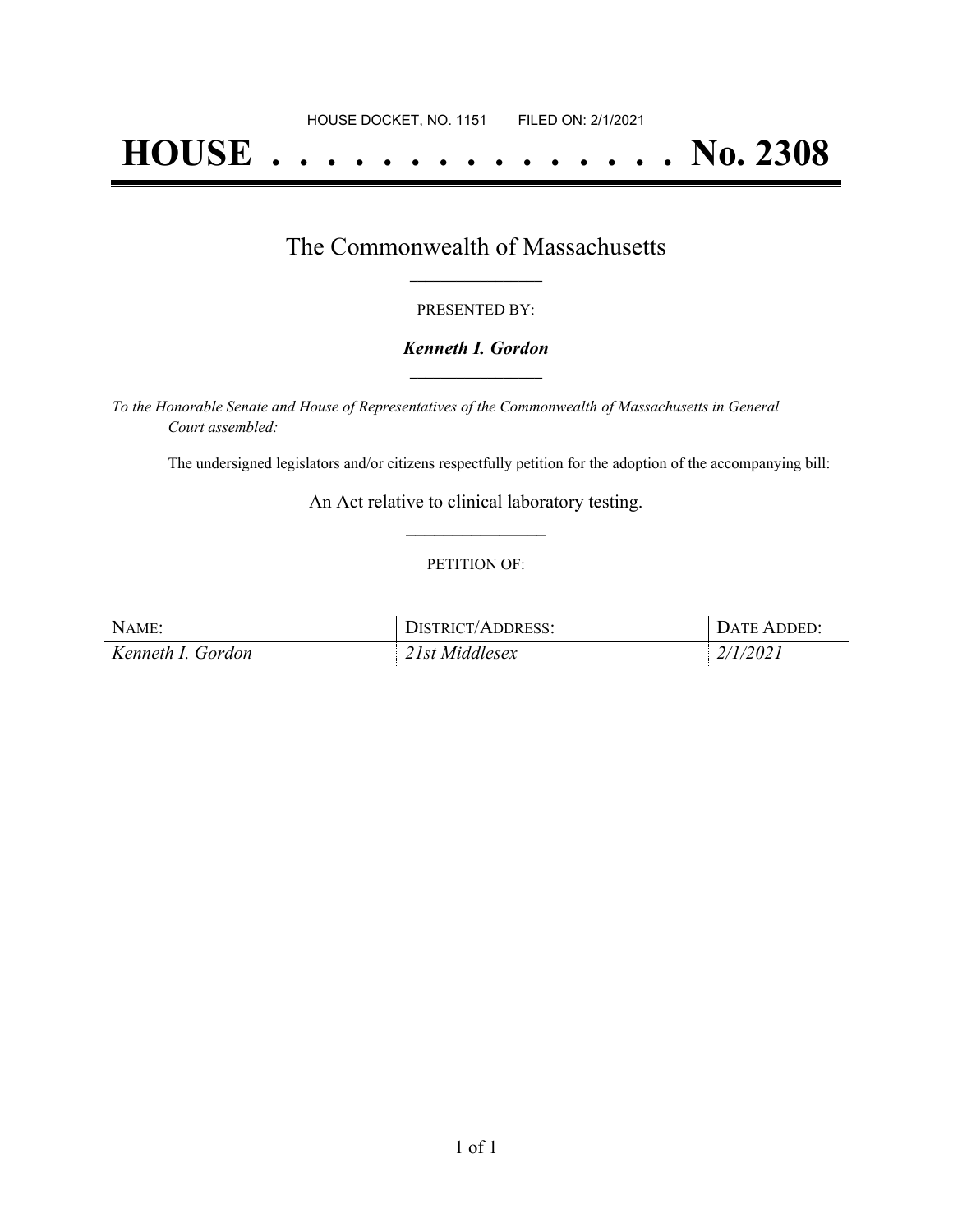HOUSE DOCKET, NO. 1151        FILED ON: 2/1/2021

# HOUSE . . . . . . . . . . . . . . . No. 2308

## The Commonwealth of Massachusetts

PRESENTED BY:

***Kenneth I. Gordon***

*To the Honorable Senate and House of Representatives of the Commonwealth of Massachusetts in General Court assembled:*

The undersigned legislators and/or citizens respectfully petition for the adoption of the accompanying bill:

An Act relative to clinical laboratory testing.

PETITION OF:

| NAME: | DISTRICT/ADDRESS: | DATE ADDED: |
|---|---|---|
| *Kenneth I. Gordon* | *21st Middlesex* | *2/1/2021* |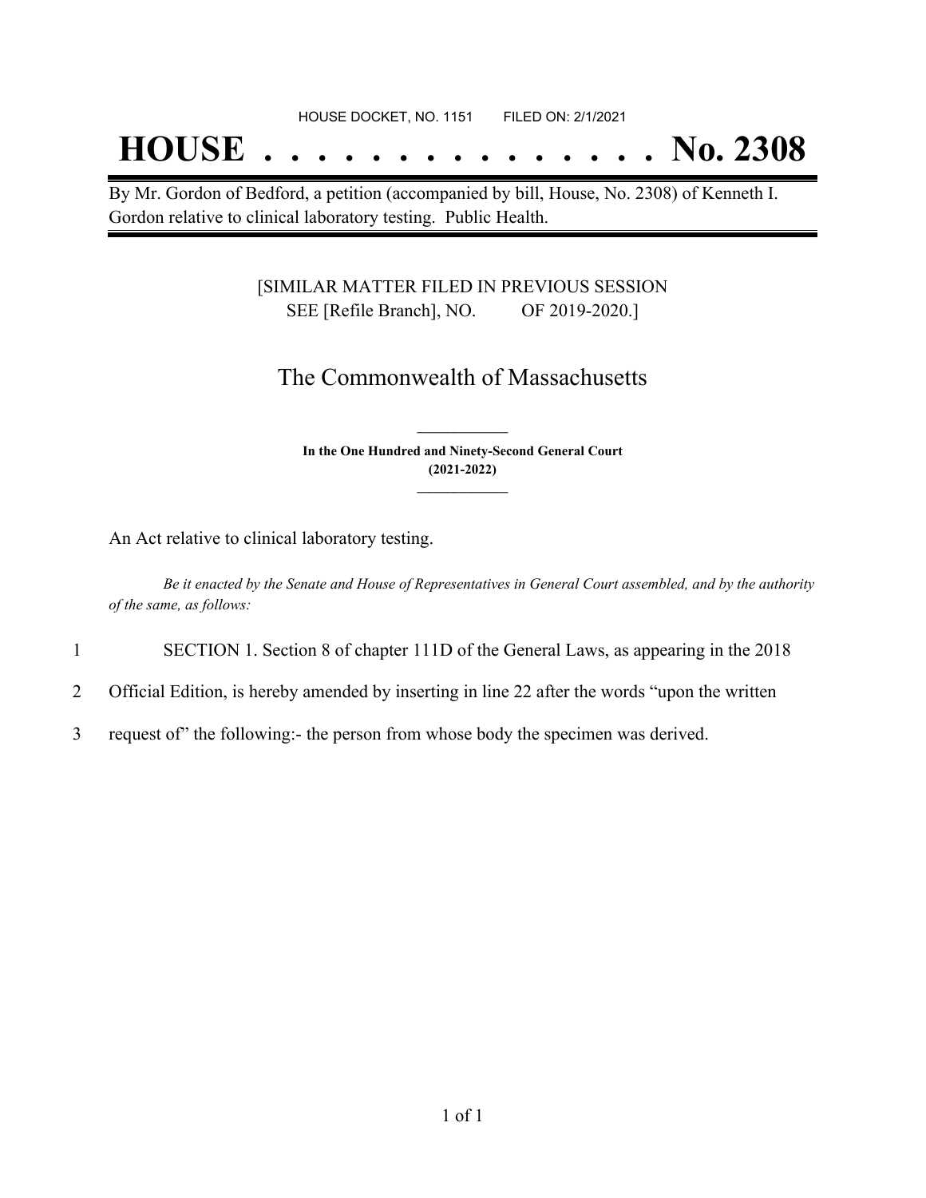HOUSE DOCKET, NO. 1151 FILED ON: 2/1/2021

# HOUSE . . . . . . . . . . . . . . . No. 2308

By Mr. Gordon of Bedford, a petition (accompanied by bill, House, No. 2308) of Kenneth I. Gordon relative to clinical laboratory testing. Public Health.

[SIMILAR MATTER FILED IN PREVIOUS SESSION
SEE [Refile Branch], NO. OF 2019-2020.]

## The Commonwealth of Massachusetts

**In the One Hundred and Ninety-Second General Court**
**(2021-2022)**

An Act relative to clinical laboratory testing.

*Be it enacted by the Senate and House of Representatives in General Court assembled, and by the authority of the same, as follows:*

1 SECTION 1. Section 8 of chapter 111D of the General Laws, as appearing in the 2018
2 Official Edition, is hereby amended by inserting in line 22 after the words "upon the written
3 request of" the following:- the person from whose body the specimen was derived.